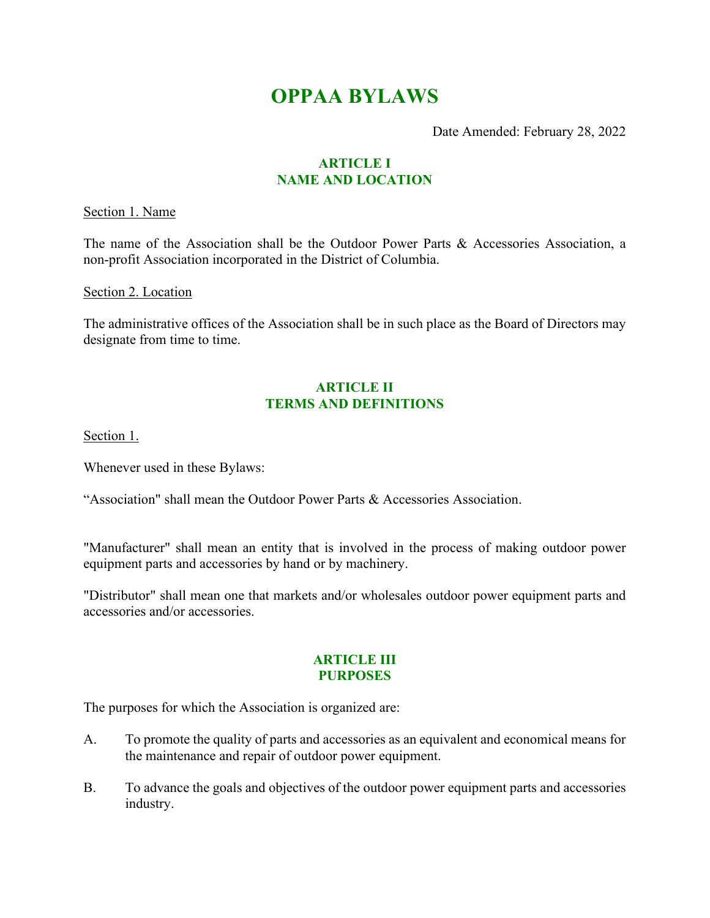# OPPAA BYLAWS

Date Amended: February 28, 2022

## ARTICLE I
## NAME AND LOCATION

Section 1. Name

The name of the Association shall be the Outdoor Power Parts & Accessories Association, a non-profit Association incorporated in the District of Columbia.

Section 2. Location

The administrative offices of the Association shall be in such place as the Board of Directors may designate from time to time.

## ARTICLE II
## TERMS AND DEFINITIONS

Section 1.

Whenever used in these Bylaws:

"Association" shall mean the Outdoor Power Parts & Accessories Association.

"Manufacturer" shall mean an entity that is involved in the process of making outdoor power equipment parts and accessories by hand or by machinery.

"Distributor" shall mean one that markets and/or wholesales outdoor power equipment parts and accessories and/or accessories.

## ARTICLE III
## PURPOSES

The purposes for which the Association is organized are:

A. To promote the quality of parts and accessories as an equivalent and economical means for the maintenance and repair of outdoor power equipment.

B. To advance the goals and objectives of the outdoor power equipment parts and accessories industry.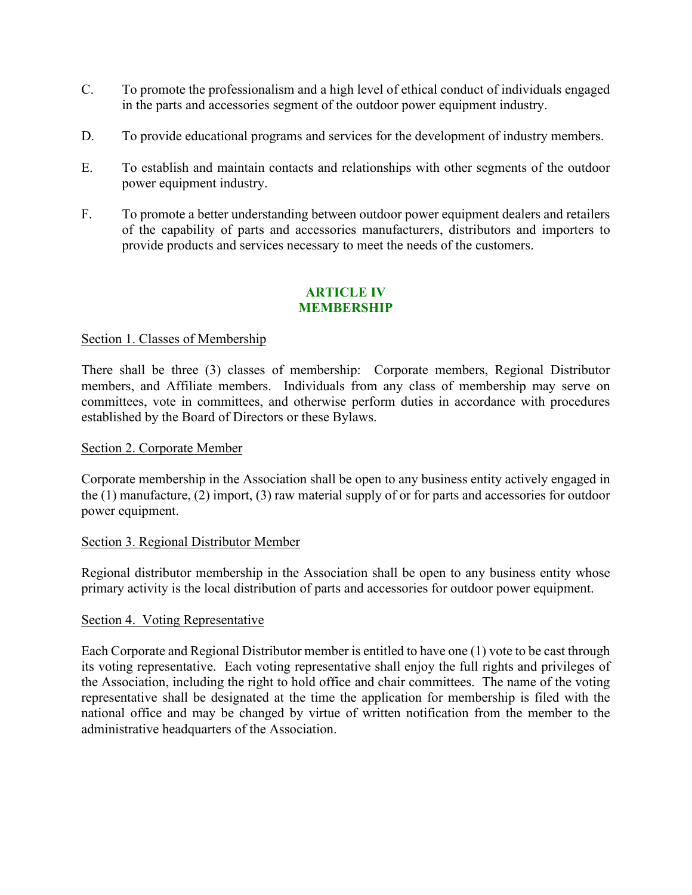C. To promote the professionalism and a high level of ethical conduct of individuals engaged in the parts and accessories segment of the outdoor power equipment industry.

D. To provide educational programs and services for the development of industry members.

E. To establish and maintain contacts and relationships with other segments of the outdoor power equipment industry.

F. To promote a better understanding between outdoor power equipment dealers and retailers of the capability of parts and accessories manufacturers, distributors and importers to provide products and services necessary to meet the needs of the customers.

## ARTICLE IV
## MEMBERSHIP

Section 1. Classes of Membership

There shall be three (3) classes of membership: Corporate members, Regional Distributor members, and Affiliate members. Individuals from any class of membership may serve on committees, vote in committees, and otherwise perform duties in accordance with procedures established by the Board of Directors or these Bylaws.

Section 2. Corporate Member

Corporate membership in the Association shall be open to any business entity actively engaged in the (1) manufacture, (2) import, (3) raw material supply of or for parts and accessories for outdoor power equipment.

Section 3. Regional Distributor Member

Regional distributor membership in the Association shall be open to any business entity whose primary activity is the local distribution of parts and accessories for outdoor power equipment.

Section 4. Voting Representative

Each Corporate and Regional Distributor member is entitled to have one (1) vote to be cast through its voting representative. Each voting representative shall enjoy the full rights and privileges of the Association, including the right to hold office and chair committees. The name of the voting representative shall be designated at the time the application for membership is filed with the national office and may be changed by virtue of written notification from the member to the administrative headquarters of the Association.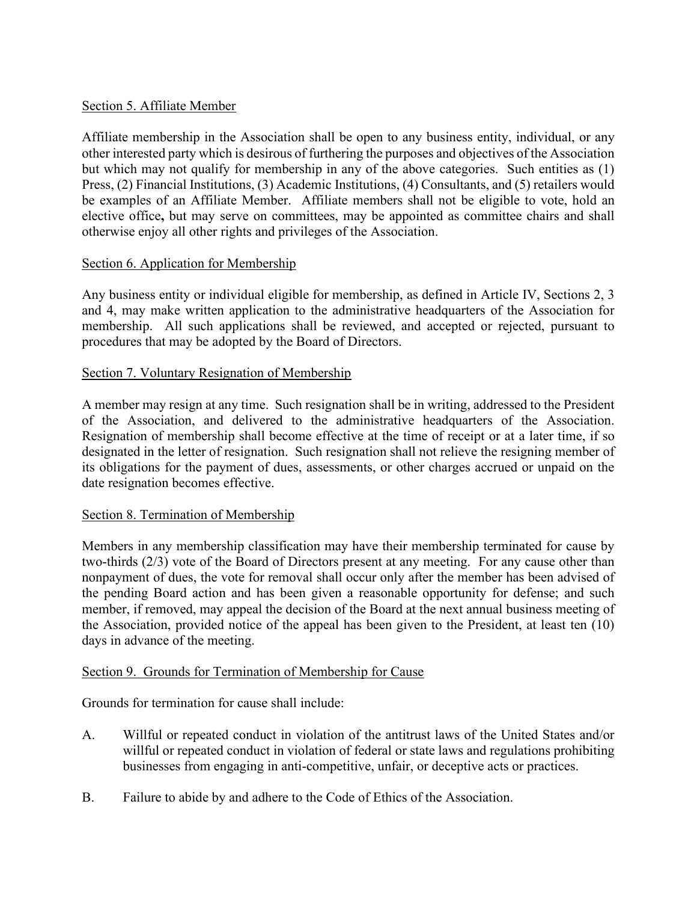Section 5. Affiliate Member

Affiliate membership in the Association shall be open to any business entity, individual, or any other interested party which is desirous of furthering the purposes and objectives of the Association but which may not qualify for membership in any of the above categories. Such entities as (1) Press, (2) Financial Institutions, (3) Academic Institutions, (4) Consultants, and (5) retailers would be examples of an Affiliate Member. Affiliate members shall not be eligible to vote, hold an elective office**,** but may serve on committees, may be appointed as committee chairs and shall otherwise enjoy all other rights and privileges of the Association.

Section 6. Application for Membership

Any business entity or individual eligible for membership, as defined in Article IV, Sections 2, 3 and 4, may make written application to the administrative headquarters of the Association for membership. All such applications shall be reviewed, and accepted or rejected, pursuant to procedures that may be adopted by the Board of Directors.

Section 7. Voluntary Resignation of Membership

A member may resign at any time. Such resignation shall be in writing, addressed to the President of the Association, and delivered to the administrative headquarters of the Association. Resignation of membership shall become effective at the time of receipt or at a later time, if so designated in the letter of resignation. Such resignation shall not relieve the resigning member of its obligations for the payment of dues, assessments, or other charges accrued or unpaid on the date resignation becomes effective.

Section 8. Termination of Membership

Members in any membership classification may have their membership terminated for cause by two-thirds (2/3) vote of the Board of Directors present at any meeting. For any cause other than nonpayment of dues, the vote for removal shall occur only after the member has been advised of the pending Board action and has been given a reasonable opportunity for defense; and such member, if removed, may appeal the decision of the Board at the next annual business meeting of the Association, provided notice of the appeal has been given to the President, at least ten (10) days in advance of the meeting.

Section 9. Grounds for Termination of Membership for Cause

Grounds for termination for cause shall include:

A. Willful or repeated conduct in violation of the antitrust laws of the United States and/or willful or repeated conduct in violation of federal or state laws and regulations prohibiting businesses from engaging in anti-competitive, unfair, or deceptive acts or practices.

B. Failure to abide by and adhere to the Code of Ethics of the Association.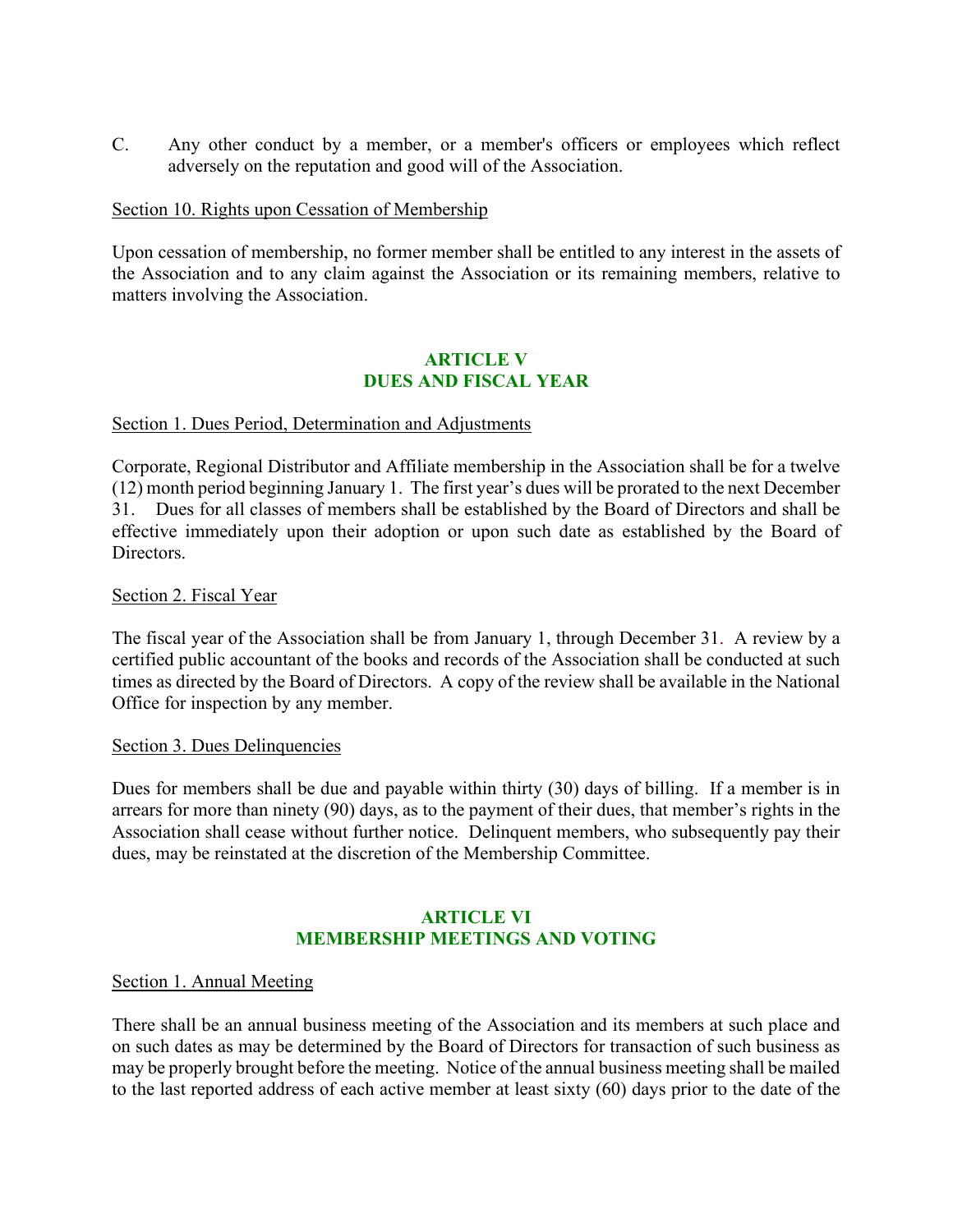C. Any other conduct by a member, or a member's officers or employees which reflect adversely on the reputation and good will of the Association.

Section 10. Rights upon Cessation of Membership

Upon cessation of membership, no former member shall be entitled to any interest in the assets of the Association and to any claim against the Association or its remaining members, relative to matters involving the Association.

## ARTICLE V
## DUES AND FISCAL YEAR

Section 1. Dues Period, Determination and Adjustments

Corporate, Regional Distributor and Affiliate membership in the Association shall be for a twelve (12) month period beginning January 1. The first year's dues will be prorated to the next December 31. Dues for all classes of members shall be established by the Board of Directors and shall be effective immediately upon their adoption or upon such date as established by the Board of Directors.

Section 2. Fiscal Year

The fiscal year of the Association shall be from January 1, through December 31. A review by a certified public accountant of the books and records of the Association shall be conducted at such times as directed by the Board of Directors. A copy of the review shall be available in the National Office for inspection by any member.

Section 3. Dues Delinquencies

Dues for members shall be due and payable within thirty (30) days of billing. If a member is in arrears for more than ninety (90) days, as to the payment of their dues, that member's rights in the Association shall cease without further notice. Delinquent members, who subsequently pay their dues, may be reinstated at the discretion of the Membership Committee.

## ARTICLE VI
## MEMBERSHIP MEETINGS AND VOTING

Section 1. Annual Meeting

There shall be an annual business meeting of the Association and its members at such place and on such dates as may be determined by the Board of Directors for transaction of such business as may be properly brought before the meeting. Notice of the annual business meeting shall be mailed to the last reported address of each active member at least sixty (60) days prior to the date of the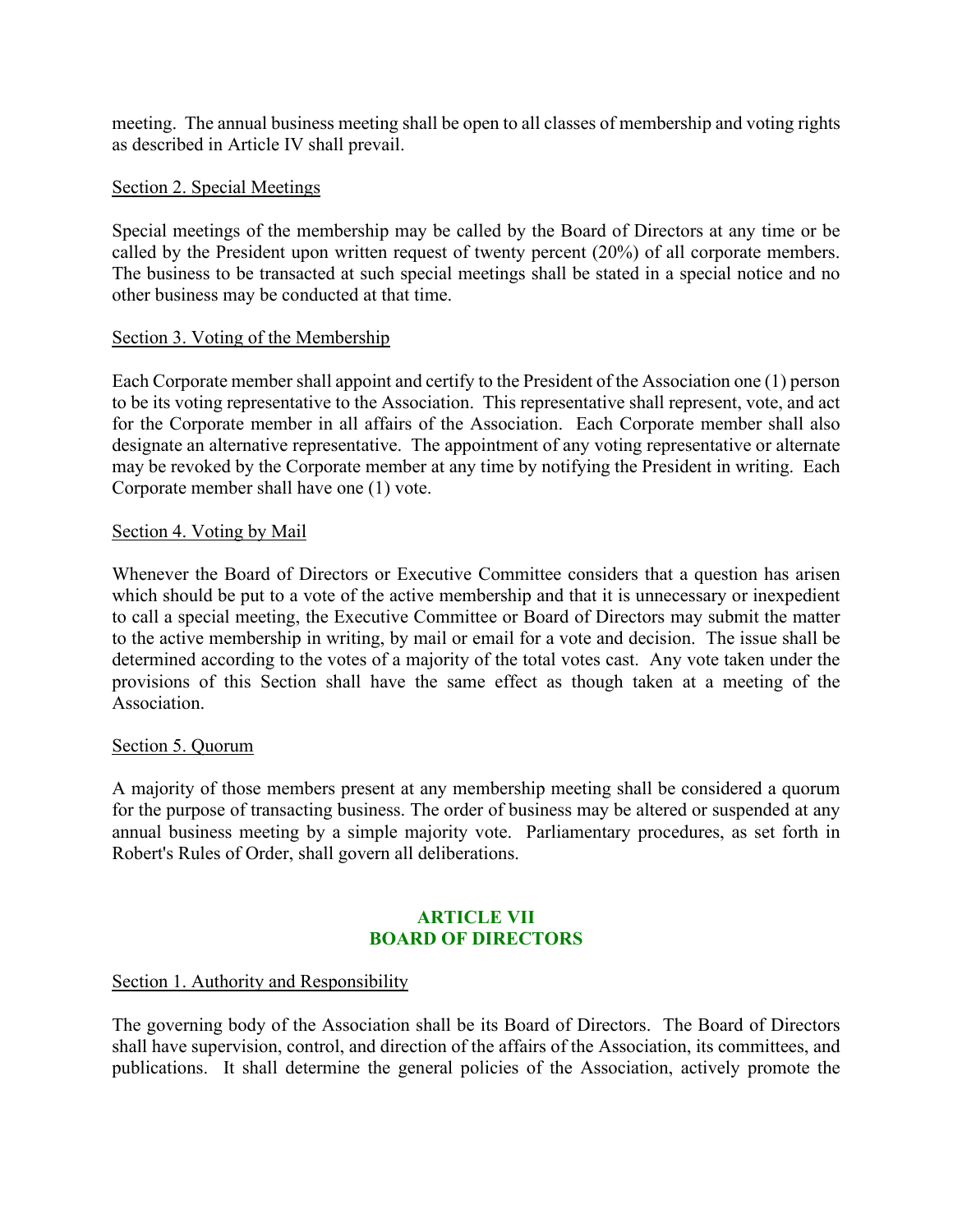meeting. The annual business meeting shall be open to all classes of membership and voting rights as described in Article IV shall prevail.

Section 2. Special Meetings

Special meetings of the membership may be called by the Board of Directors at any time or be called by the President upon written request of twenty percent (20%) of all corporate members. The business to be transacted at such special meetings shall be stated in a special notice and no other business may be conducted at that time.

Section 3. Voting of the Membership

Each Corporate member shall appoint and certify to the President of the Association one (1) person to be its voting representative to the Association. This representative shall represent, vote, and act for the Corporate member in all affairs of the Association. Each Corporate member shall also designate an alternative representative. The appointment of any voting representative or alternate may be revoked by the Corporate member at any time by notifying the President in writing. Each Corporate member shall have one (1) vote.

Section 4. Voting by Mail

Whenever the Board of Directors or Executive Committee considers that a question has arisen which should be put to a vote of the active membership and that it is unnecessary or inexpedient to call a special meeting, the Executive Committee or Board of Directors may submit the matter to the active membership in writing, by mail or email for a vote and decision. The issue shall be determined according to the votes of a majority of the total votes cast. Any vote taken under the provisions of this Section shall have the same effect as though taken at a meeting of the Association.

Section 5. Quorum

A majority of those members present at any membership meeting shall be considered a quorum for the purpose of transacting business. The order of business may be altered or suspended at any annual business meeting by a simple majority vote. Parliamentary procedures, as set forth in Robert's Rules of Order, shall govern all deliberations.

## ARTICLE VII
## BOARD OF DIRECTORS

Section 1. Authority and Responsibility

The governing body of the Association shall be its Board of Directors. The Board of Directors shall have supervision, control, and direction of the affairs of the Association, its committees, and publications. It shall determine the general policies of the Association, actively promote the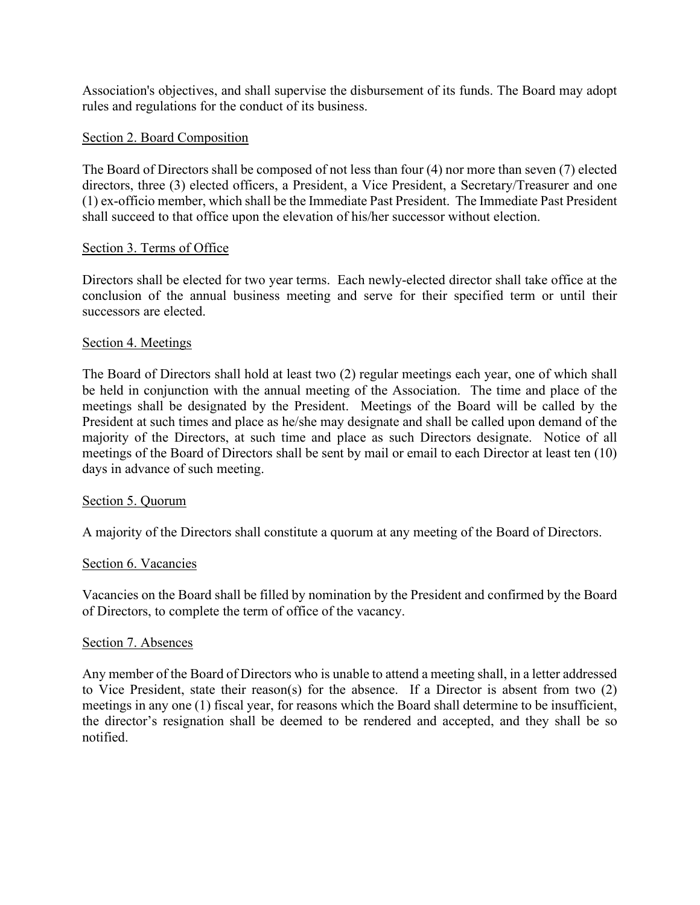Association's objectives, and shall supervise the disbursement of its funds. The Board may adopt rules and regulations for the conduct of its business.

<u>Section 2. Board Composition</u>

The Board of Directors shall be composed of not less than four (4) nor more than seven (7) elected directors, three (3) elected officers, a President, a Vice President, a Secretary/Treasurer and one (1) ex-officio member, which shall be the Immediate Past President. The Immediate Past President shall succeed to that office upon the elevation of his/her successor without election.

<u>Section 3. Terms of Office</u>

Directors shall be elected for two year terms. Each newly-elected director shall take office at the conclusion of the annual business meeting and serve for their specified term or until their successors are elected.

<u>Section 4. Meetings</u>

The Board of Directors shall hold at least two (2) regular meetings each year, one of which shall be held in conjunction with the annual meeting of the Association. The time and place of the meetings shall be designated by the President. Meetings of the Board will be called by the President at such times and place as he/she may designate and shall be called upon demand of the majority of the Directors, at such time and place as such Directors designate. Notice of all meetings of the Board of Directors shall be sent by mail or email to each Director at least ten (10) days in advance of such meeting.

<u>Section 5. Quorum</u>

A majority of the Directors shall constitute a quorum at any meeting of the Board of Directors.

<u>Section 6. Vacancies</u>

Vacancies on the Board shall be filled by nomination by the President and confirmed by the Board of Directors, to complete the term of office of the vacancy.

<u>Section 7. Absences</u>

Any member of the Board of Directors who is unable to attend a meeting shall, in a letter addressed to Vice President, state their reason(s) for the absence. If a Director is absent from two (2) meetings in any one (1) fiscal year, for reasons which the Board shall determine to be insufficient, the director's resignation shall be deemed to be rendered and accepted, and they shall be so notified.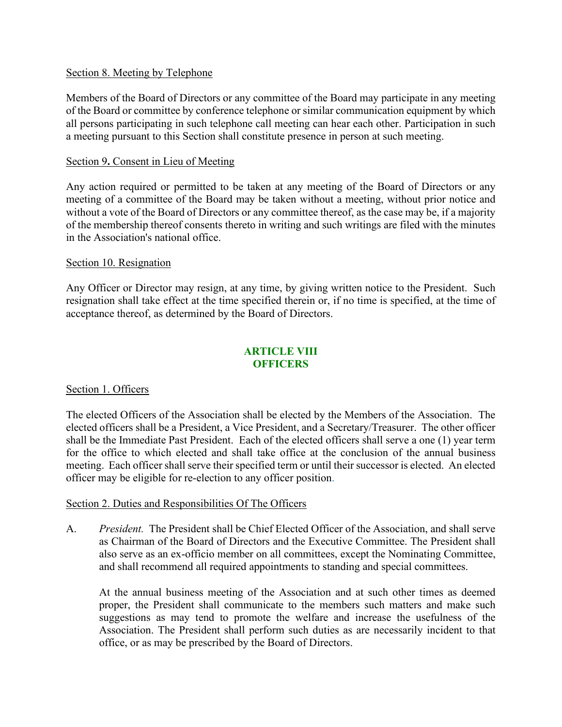Section 8. Meeting by Telephone

Members of the Board of Directors or any committee of the Board may participate in any meeting of the Board or committee by conference telephone or similar communication equipment by which all persons participating in such telephone call meeting can hear each other. Participation in such a meeting pursuant to this Section shall constitute presence in person at such meeting.

Section 9**.** Consent in Lieu of Meeting

Any action required or permitted to be taken at any meeting of the Board of Directors or any meeting of a committee of the Board may be taken without a meeting, without prior notice and without a vote of the Board of Directors or any committee thereof, as the case may be, if a majority of the membership thereof consents thereto in writing and such writings are filed with the minutes in the Association's national office.

Section 10. Resignation

Any Officer or Director may resign, at any time, by giving written notice to the President. Such resignation shall take effect at the time specified therein or, if no time is specified, at the time of acceptance thereof, as determined by the Board of Directors.

## ARTICLE VIII
## OFFICERS

Section 1. Officers

The elected Officers of the Association shall be elected by the Members of the Association. The elected officers shall be a President, a Vice President, and a Secretary/Treasurer. The other officer shall be the Immediate Past President. Each of the elected officers shall serve a one (1) year term for the office to which elected and shall take office at the conclusion of the annual business meeting. Each officer shall serve their specified term or until their successor is elected. An elected officer may be eligible for re-election to any officer position.

Section 2. Duties and Responsibilities Of The Officers

A. *President.* The President shall be Chief Elected Officer of the Association, and shall serve as Chairman of the Board of Directors and the Executive Committee. The President shall also serve as an ex-officio member on all committees, except the Nominating Committee, and shall recommend all required appointments to standing and special committees.

   At the annual business meeting of the Association and at such other times as deemed proper, the President shall communicate to the members such matters and make such suggestions as may tend to promote the welfare and increase the usefulness of the Association. The President shall perform such duties as are necessarily incident to that office, or as may be prescribed by the Board of Directors.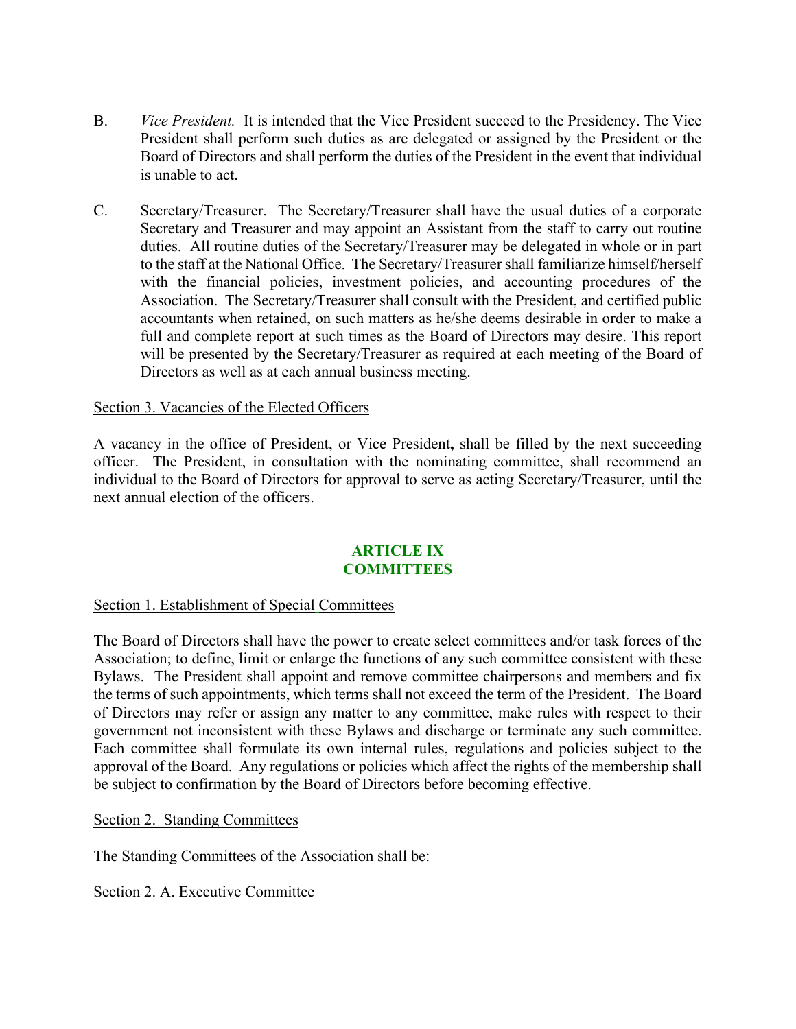B. *Vice President.* It is intended that the Vice President succeed to the Presidency. The Vice President shall perform such duties as are delegated or assigned by the President or the Board of Directors and shall perform the duties of the President in the event that individual is unable to act.

C. Secretary/Treasurer. The Secretary/Treasurer shall have the usual duties of a corporate Secretary and Treasurer and may appoint an Assistant from the staff to carry out routine duties. All routine duties of the Secretary/Treasurer may be delegated in whole or in part to the staff at the National Office. The Secretary/Treasurer shall familiarize himself/herself with the financial policies, investment policies, and accounting procedures of the Association. The Secretary/Treasurer shall consult with the President, and certified public accountants when retained, on such matters as he/she deems desirable in order to make a full and complete report at such times as the Board of Directors may desire. This report will be presented by the Secretary/Treasurer as required at each meeting of the Board of Directors as well as at each annual business meeting.

Section 3. Vacancies of the Elected Officers

A vacancy in the office of President, or Vice President**,** shall be filled by the next succeeding officer. The President, in consultation with the nominating committee, shall recommend an individual to the Board of Directors for approval to serve as acting Secretary/Treasurer, until the next annual election of the officers.

## ARTICLE IX
## COMMITTEES

Section 1. Establishment of Special Committees

The Board of Directors shall have the power to create select committees and/or task forces of the Association; to define, limit or enlarge the functions of any such committee consistent with these Bylaws. The President shall appoint and remove committee chairpersons and members and fix the terms of such appointments, which terms shall not exceed the term of the President. The Board of Directors may refer or assign any matter to any committee, make rules with respect to their government not inconsistent with these Bylaws and discharge or terminate any such committee. Each committee shall formulate its own internal rules, regulations and policies subject to the approval of the Board. Any regulations or policies which affect the rights of the membership shall be subject to confirmation by the Board of Directors before becoming effective.

Section 2. Standing Committees

The Standing Committees of the Association shall be:

Section 2. A. Executive Committee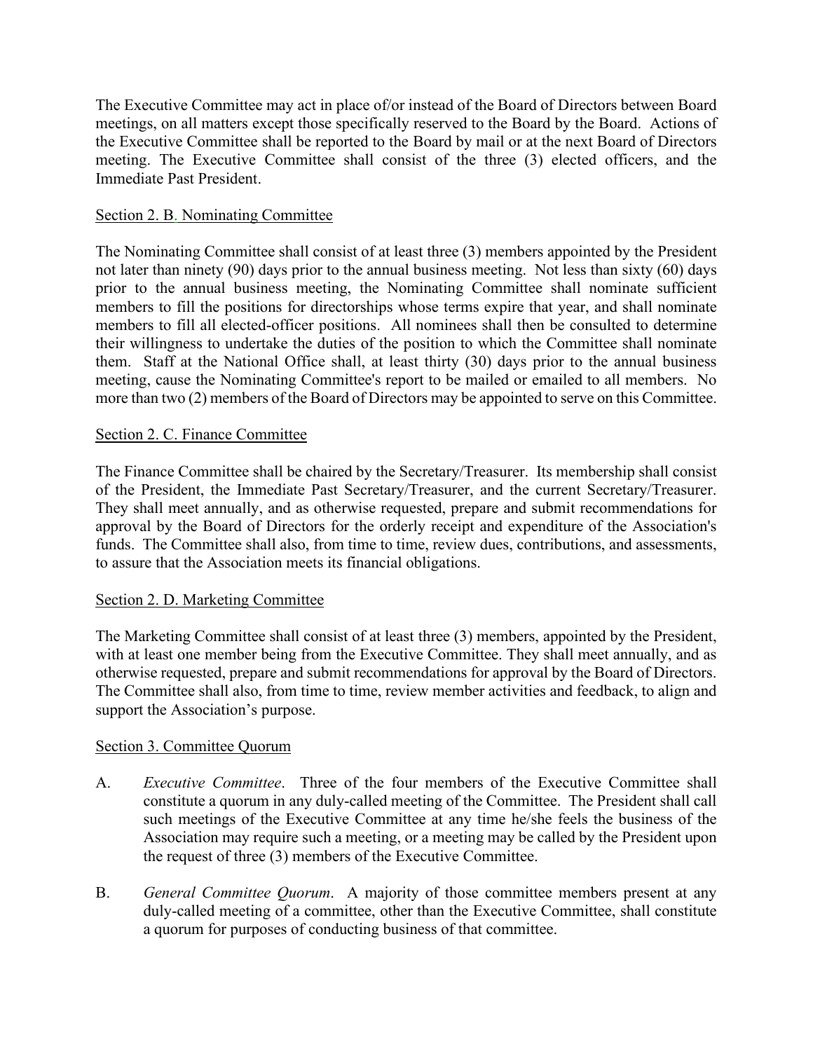The Executive Committee may act in place of/or instead of the Board of Directors between Board meetings, on all matters except those specifically reserved to the Board by the Board. Actions of the Executive Committee shall be reported to the Board by mail or at the next Board of Directors meeting. The Executive Committee shall consist of the three (3) elected officers, and the Immediate Past President.

Section 2. B. Nominating Committee

The Nominating Committee shall consist of at least three (3) members appointed by the President not later than ninety (90) days prior to the annual business meeting. Not less than sixty (60) days prior to the annual business meeting, the Nominating Committee shall nominate sufficient members to fill the positions for directorships whose terms expire that year, and shall nominate members to fill all elected-officer positions. All nominees shall then be consulted to determine their willingness to undertake the duties of the position to which the Committee shall nominate them. Staff at the National Office shall, at least thirty (30) days prior to the annual business meeting, cause the Nominating Committee's report to be mailed or emailed to all members. No more than two (2) members of the Board of Directors may be appointed to serve on this Committee.

Section 2. C. Finance Committee

The Finance Committee shall be chaired by the Secretary/Treasurer. Its membership shall consist of the President, the Immediate Past Secretary/Treasurer, and the current Secretary/Treasurer. They shall meet annually, and as otherwise requested, prepare and submit recommendations for approval by the Board of Directors for the orderly receipt and expenditure of the Association's funds. The Committee shall also, from time to time, review dues, contributions, and assessments, to assure that the Association meets its financial obligations.

Section 2. D. Marketing Committee

The Marketing Committee shall consist of at least three (3) members, appointed by the President, with at least one member being from the Executive Committee. They shall meet annually, and as otherwise requested, prepare and submit recommendations for approval by the Board of Directors. The Committee shall also, from time to time, review member activities and feedback, to align and support the Association's purpose.

Section 3. Committee Quorum

A. *Executive Committee*. Three of the four members of the Executive Committee shall constitute a quorum in any duly-called meeting of the Committee. The President shall call such meetings of the Executive Committee at any time he/she feels the business of the Association may require such a meeting, or a meeting may be called by the President upon the request of three (3) members of the Executive Committee.

B. *General Committee Quorum*. A majority of those committee members present at any duly-called meeting of a committee, other than the Executive Committee, shall constitute a quorum for purposes of conducting business of that committee.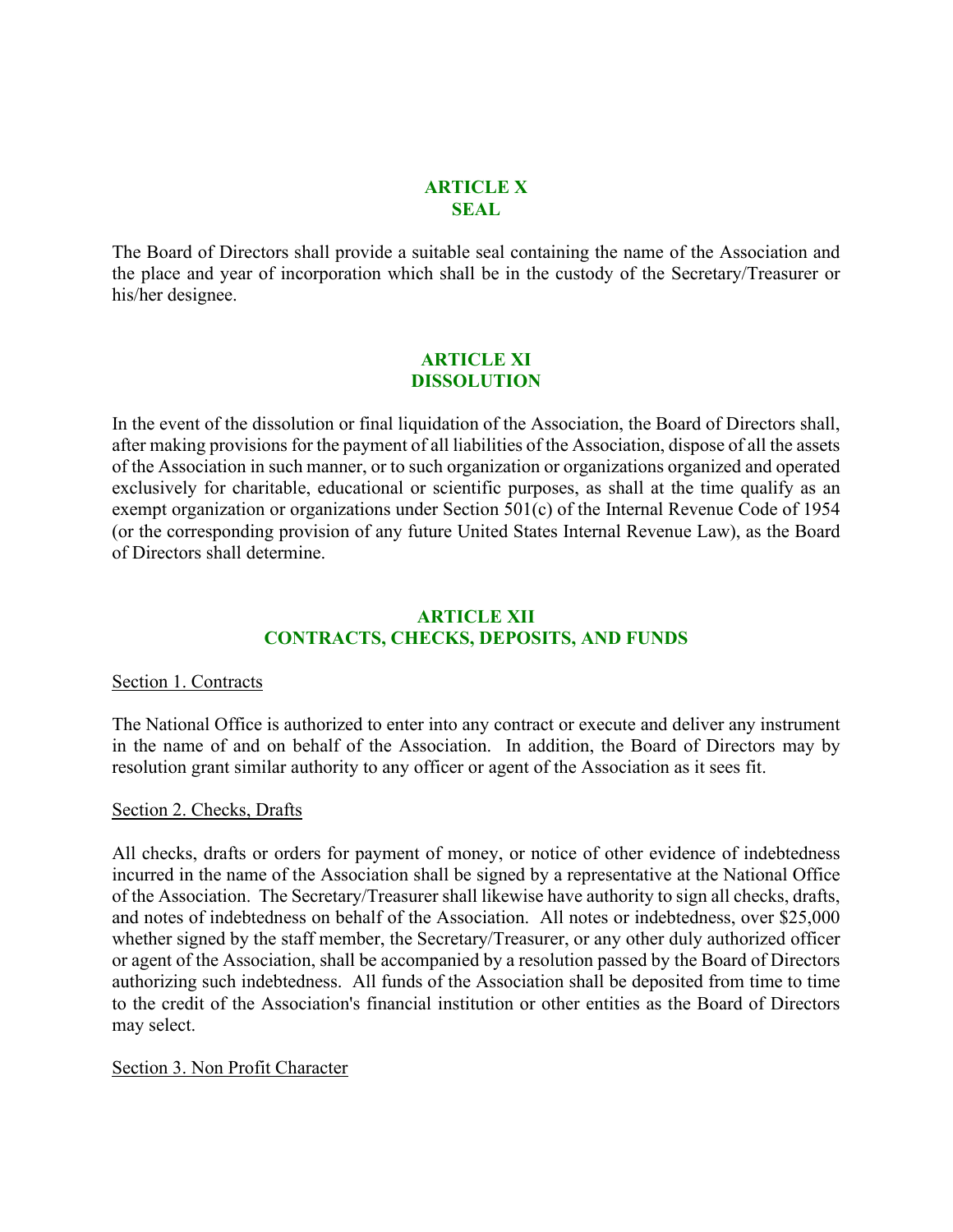## ARTICLE X
## SEAL

The Board of Directors shall provide a suitable seal containing the name of the Association and the place and year of incorporation which shall be in the custody of the Secretary/Treasurer or his/her designee.

## ARTICLE XI
## DISSOLUTION

In the event of the dissolution or final liquidation of the Association, the Board of Directors shall, after making provisions for the payment of all liabilities of the Association, dispose of all the assets of the Association in such manner, or to such organization or organizations organized and operated exclusively for charitable, educational or scientific purposes, as shall at the time qualify as an exempt organization or organizations under Section 501(c) of the Internal Revenue Code of 1954 (or the corresponding provision of any future United States Internal Revenue Law), as the Board of Directors shall determine.

## ARTICLE XII
## CONTRACTS, CHECKS, DEPOSITS, AND FUNDS

Section 1. Contracts

The National Office is authorized to enter into any contract or execute and deliver any instrument in the name of and on behalf of the Association. In addition, the Board of Directors may by resolution grant similar authority to any officer or agent of the Association as it sees fit.

Section 2. Checks, Drafts

All checks, drafts or orders for payment of money, or notice of other evidence of indebtedness incurred in the name of the Association shall be signed by a representative at the National Office of the Association. The Secretary/Treasurer shall likewise have authority to sign all checks, drafts, and notes of indebtedness on behalf of the Association. All notes or indebtedness, over $25,000 whether signed by the staff member, the Secretary/Treasurer, or any other duly authorized officer or agent of the Association, shall be accompanied by a resolution passed by the Board of Directors authorizing such indebtedness. All funds of the Association shall be deposited from time to time to the credit of the Association's financial institution or other entities as the Board of Directors may select.

Section 3. Non Profit Character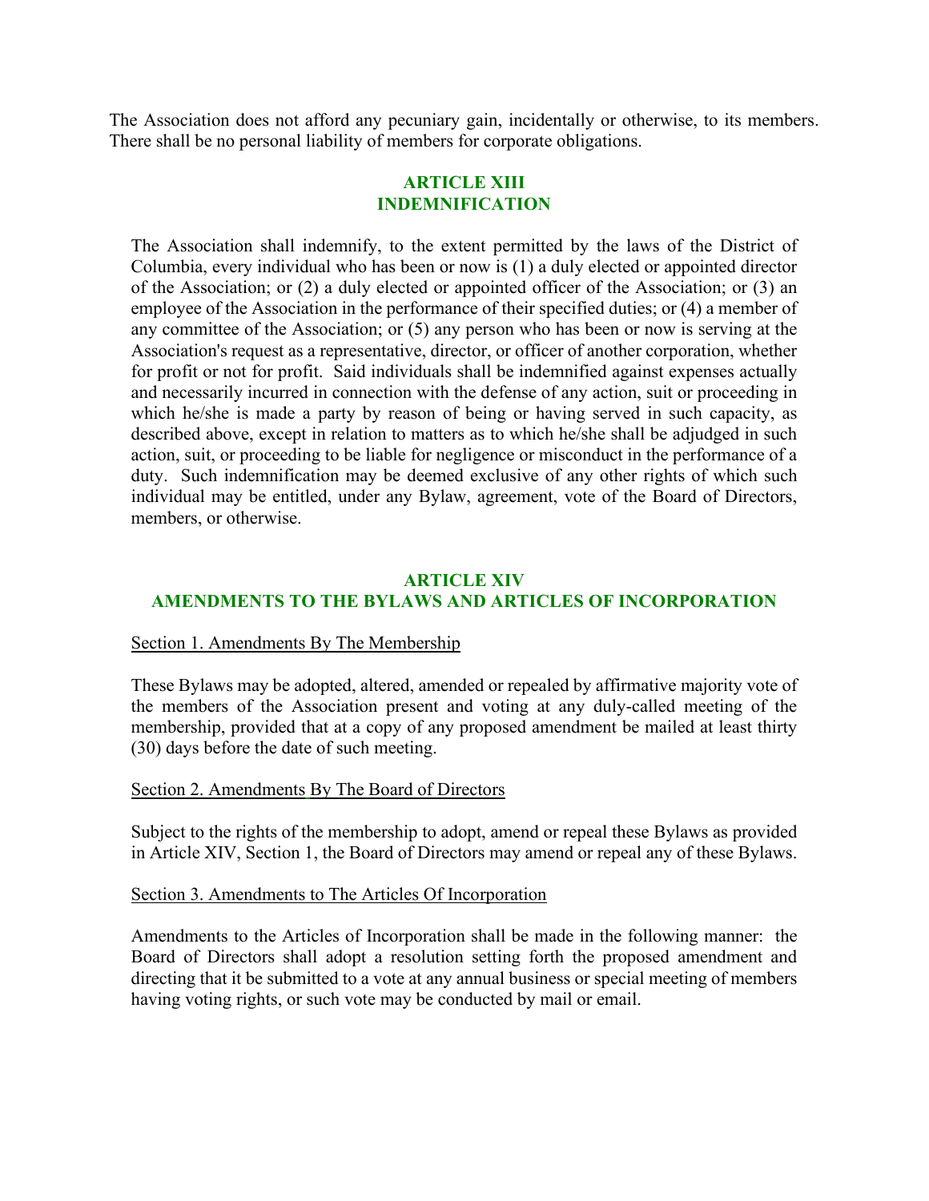The Association does not afford any pecuniary gain, incidentally or otherwise, to its members. There shall be no personal liability of members for corporate obligations.

## ARTICLE XIII
## INDEMNIFICATION

The Association shall indemnify, to the extent permitted by the laws of the District of Columbia, every individual who has been or now is (1) a duly elected or appointed director of the Association; or (2) a duly elected or appointed officer of the Association; or (3) an employee of the Association in the performance of their specified duties; or (4) a member of any committee of the Association; or (5) any person who has been or now is serving at the Association's request as a representative, director, or officer of another corporation, whether for profit or not for profit. Said individuals shall be indemnified against expenses actually and necessarily incurred in connection with the defense of any action, suit or proceeding in which he/she is made a party by reason of being or having served in such capacity, as described above, except in relation to matters as to which he/she shall be adjudged in such action, suit, or proceeding to be liable for negligence or misconduct in the performance of a duty. Such indemnification may be deemed exclusive of any other rights of which such individual may be entitled, under any Bylaw, agreement, vote of the Board of Directors, members, or otherwise.

## ARTICLE XIV
## AMENDMENTS TO THE BYLAWS AND ARTICLES OF INCORPORATION

Section 1. Amendments By The Membership

These Bylaws may be adopted, altered, amended or repealed by affirmative majority vote of the members of the Association present and voting at any duly-called meeting of the membership, provided that at a copy of any proposed amendment be mailed at least thirty (30) days before the date of such meeting.

Section 2. Amendments By The Board of Directors

Subject to the rights of the membership to adopt, amend or repeal these Bylaws as provided in Article XIV, Section 1, the Board of Directors may amend or repeal any of these Bylaws.

Section 3. Amendments to The Articles Of Incorporation

Amendments to the Articles of Incorporation shall be made in the following manner: the Board of Directors shall adopt a resolution setting forth the proposed amendment and directing that it be submitted to a vote at any annual business or special meeting of members having voting rights, or such vote may be conducted by mail or email.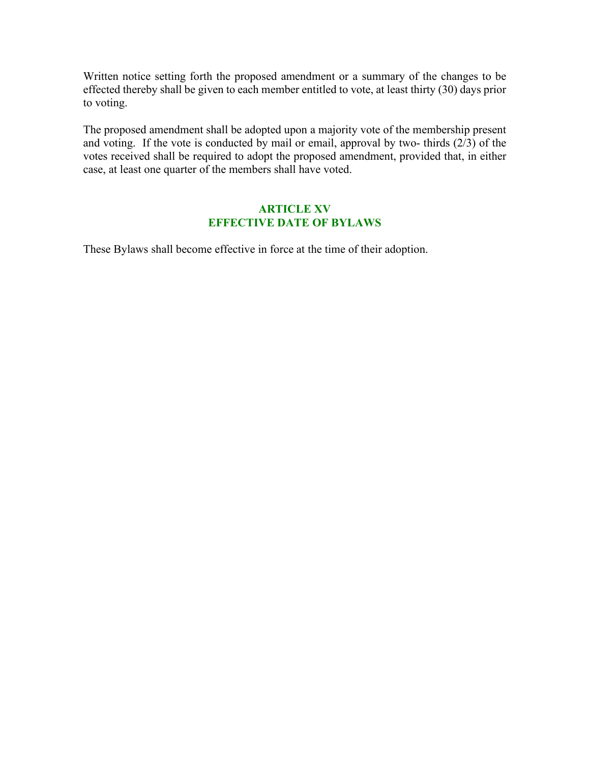Written notice setting forth the proposed amendment or a summary of the changes to be effected thereby shall be given to each member entitled to vote, at least thirty (30) days prior to voting.

The proposed amendment shall be adopted upon a majority vote of the membership present and voting. If the vote is conducted by mail or email, approval by two- thirds (2/3) of the votes received shall be required to adopt the proposed amendment, provided that, in either case, at least one quarter of the members shall have voted.

## ARTICLE XV
## EFFECTIVE DATE OF BYLAWS

These Bylaws shall become effective in force at the time of their adoption.